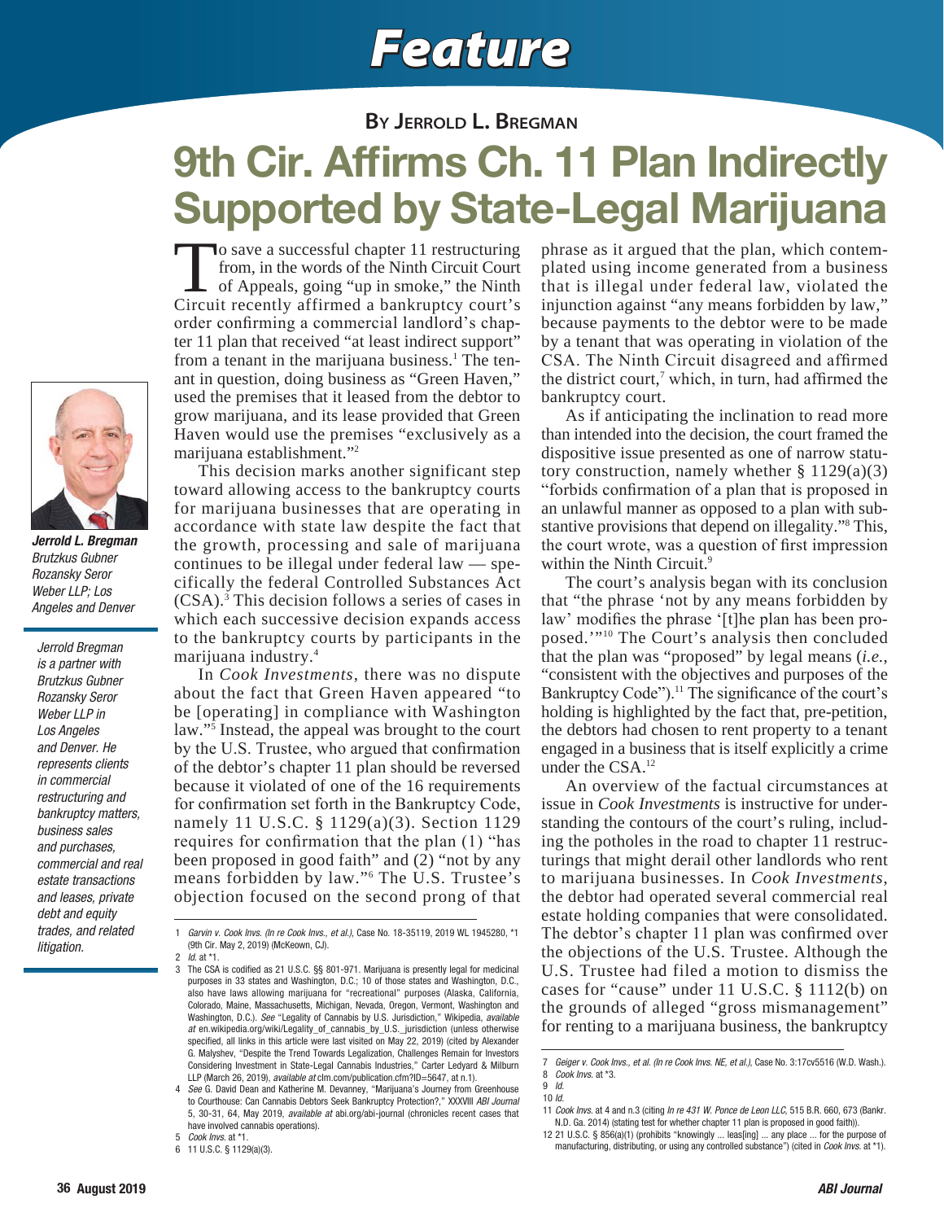# Feature

**By Jerrold L. Bregman**

# 9th Cir. Affirms Ch. 11 Plan Indirectly Supported by State-Legal Marijuana

***Jerrold L. Bregman***
*Brutzkus Gubner Rozansky Seror Weber LLP; Los Angeles and Denver*

*Jerrold Bregman is a partner with Brutzkus Gubner Rozansky Seror Weber LLP in Los Angeles and Denver. He represents clients in commercial restructuring and bankruptcy matters, business sales and purchases, commercial and real estate transactions and leases, private debt and equity trades, and related litigation.*

To save a successful chapter 11 restructuring from, in the words of the Ninth Circuit Court of Appeals, going "up in smoke," the Ninth Circuit recently affirmed a bankruptcy court's order confirming a commercial landlord's chapter 11 plan that received "at least indirect support" from a tenant in the marijuana business.[1] The tenant in question, doing business as "Green Haven," used the premises that it leased from the debtor to grow marijuana, and its lease provided that Green Haven would use the premises "exclusively as a marijuana establishment."[2]

This decision marks another significant step toward allowing access to the bankruptcy courts for marijuana businesses that are operating in accordance with state law despite the fact that the growth, processing and sale of marijuana continues to be illegal under federal law — specifically the federal Controlled Substances Act (CSA).[3] This decision follows a series of cases in which each successive decision expands access to the bankruptcy courts by participants in the marijuana industry.[4]

In *Cook Investments*, there was no dispute about the fact that Green Haven appeared "to be [operating] in compliance with Washington law."[5] Instead, the appeal was brought to the court by the U.S. Trustee, who argued that confirmation of the debtor's chapter 11 plan should be reversed because it violated of one of the 16 requirements for confirmation set forth in the Bankruptcy Code, namely 11 U.S.C. § 1129(a)(3). Section 1129 requires for confirmation that the plan (1) "has been proposed in good faith" and (2) "not by any means forbidden by law."[6] The U.S. Trustee's objection focused on the second prong of that phrase as it argued that the plan, which contemplated using income generated from a business that is illegal under federal law, violated the injunction against "any means forbidden by law," because payments to the debtor were to be made by a tenant that was operating in violation of the CSA. The Ninth Circuit disagreed and affirmed the district court,[7] which, in turn, had affirmed the bankruptcy court.

As if anticipating the inclination to read more than intended into the decision, the court framed the dispositive issue presented as one of narrow statutory construction, namely whether § 1129(a)(3) "forbids confirmation of a plan that is proposed in an unlawful manner as opposed to a plan with substantive provisions that depend on illegality."[8] This, the court wrote, was a question of first impression within the Ninth Circuit.[9]

The court's analysis began with its conclusion that "the phrase 'not by any means forbidden by law' modifies the phrase '[t]he plan has been proposed.'"[10] The Court's analysis then concluded that the plan was "proposed" by legal means (*i.e.*, "consistent with the objectives and purposes of the Bankruptcy Code").[11] The significance of the court's holding is highlighted by the fact that, pre-petition, the debtors had chosen to rent property to a tenant engaged in a business that is itself explicitly a crime under the CSA.[12]

An overview of the factual circumstances at issue in *Cook Investments* is instructive for understanding the contours of the court's ruling, including the potholes in the road to chapter 11 restructurings that might derail other landlords who rent to marijuana businesses. In *Cook Investments*, the debtor had operated several commercial real estate holding companies that were consolidated. The debtor's chapter 11 plan was confirmed over the objections of the U.S. Trustee. Although the U.S. Trustee had filed a motion to dismiss the cases for "cause" under 11 U.S.C. § 1112(b) on the grounds of alleged "gross mismanagement" for renting to a marijuana business, the bankruptcy

---

1 *Garvin v. Cook Invs. (In re Cook Invs., et al.)*, Case No. 18-35119, 2019 WL 1945280, *1 (9th Cir. May 2, 2019) (McKeown, CJ).

2 *Id.* at *1.

3 The CSA is codified as 21 U.S.C. §§ 801-971. Marijuana is presently legal for medicinal purposes in 33 states and Washington, D.C.; 10 of those states and Washington, D.C., also have laws allowing marijuana for "recreational" purposes (Alaska, California, Colorado, Maine, Massachusetts, Michigan, Nevada, Oregon, Vermont, Washington and Washington, D.C.). *See* "Legality of Cannabis by U.S. Jurisdiction," Wikipedia, *available at* en.wikipedia.org/wiki/Legality_of_cannabis_by_U.S._jurisdiction (unless otherwise specified, all links in this article were last visited on May 22, 2019) (cited by Alexander G. Malyshev, "Despite the Trend Towards Legalization, Challenges Remain for Investors Considering Investment in State-Legal Cannabis Industries," Carter Ledyard & Milburn LLP (March 26, 2019), *available at* clm.com/publication.cfm?ID=5647, at n.1).

4 *See* G. David Dean and Katherine M. Devanney, "Marijuana's Journey from Greenhouse to Courthouse: Can Cannabis Debtors Seek Bankruptcy Protection?," XXXVIII *ABI Journal* 5, 30-31, 64, May 2019, *available at* abi.org/abi-journal (chronicles recent cases that have involved cannabis operations).

5 *Cook Invs.* at *1.

6 11 U.S.C. § 1129(a)(3).

7 *Geiger v. Cook Invs., et al. (In re Cook Invs. NE, et al.)*, Case No. 3:17cv5516 (W.D. Wash.).

8 *Cook Invs.* at *3.

9 *Id.*

10 *Id.*

11 *Cook Invs.* at 4 and n.3 (citing *In re 431 W. Ponce de Leon LLC*, 515 B.R. 660, 673 (Bankr. N.D. Ga. 2014) (stating test for whether chapter 11 plan is proposed in good faith)).

12 21 U.S.C. § 856(a)(1) (prohibits "knowingly ... leas[ing] ... any place ... for the purpose of manufacturing, distributing, or using any controlled substance") (cited in *Cook Invs.* at *1).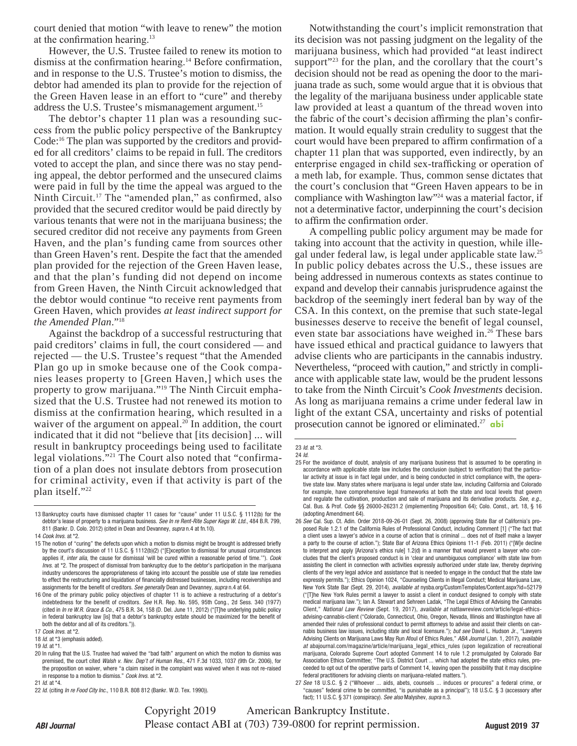court denied that motion "with leave to renew" the motion at the confirmation hearing.[13]

However, the U.S. Trustee failed to renew its motion to dismiss at the confirmation hearing.[14] Before confirmation, and in response to the U.S. Trustee's motion to dismiss, the debtor had amended its plan to provide for the rejection of the Green Haven lease in an effort to "cure" and thereby address the U.S. Trustee's mismanagement argument.[15]

The debtor's chapter 11 plan was a resounding success from the public policy perspective of the Bankruptcy Code:[16] The plan was supported by the creditors and provided for all creditors' claims to be repaid in full. The creditors voted to accept the plan, and since there was no stay pending appeal, the debtor performed and the unsecured claims were paid in full by the time the appeal was argued to the Ninth Circuit.[17] The "amended plan," as confirmed, also provided that the secured creditor would be paid directly by various tenants that were not in the marijuana business; the secured creditor did not receive any payments from Green Haven, and the plan's funding came from sources other than Green Haven's rent. Despite the fact that the amended plan provided for the rejection of the Green Haven lease, and that the plan's funding did not depend on income from Green Haven, the Ninth Circuit acknowledged that the debtor would continue "to receive rent payments from Green Haven, which provides *at least indirect support for the Amended Plan*."[18]

Against the backdrop of a successful restructuring that paid creditors' claims in full, the court considered — and rejected — the U.S. Trustee's request "that the Amended Plan go up in smoke because one of the Cook companies leases property to [Green Haven,] which uses the property to grow marijuana."[19] The Ninth Circuit emphasized that the U.S. Trustee had not renewed its motion to dismiss at the confirmation hearing, which resulted in a waiver of the argument on appeal.[20] In addition, the court indicated that it did not "believe that [its decision] ... will result in bankruptcy proceedings being used to facilitate legal violations."[21] The Court also noted that "confirmation of a plan does not insulate debtors from prosecution for criminal activity, even if that activity is part of the plan itself."[22]

Notwithstanding the court's implicit remonstration that its decision was not passing judgment on the legality of the marijuana business, which had provided "at least indirect support"[23] for the plan, and the corollary that the court's decision should not be read as opening the door to the marijuana trade as such, some would argue that it is obvious that the legality of the marijuana business under applicable state law provided at least a quantum of the thread woven into the fabric of the court's decision affirming the plan's confirmation. It would equally strain credulity to suggest that the court would have been prepared to affirm confirmation of a chapter 11 plan that was supported, even indirectly, by an enterprise engaged in child sex-trafficking or operation of a meth lab, for example. Thus, common sense dictates that the court's conclusion that "Green Haven appears to be in compliance with Washington law"[24] was a material factor, if not a determinative factor, underpinning the court's decision to affirm the confirmation order.

A compelling public policy argument may be made for taking into account that the activity in question, while illegal under federal law, is legal under applicable state law.[25] In public policy debates across the U.S., these issues are being addressed in numerous contexts as states continue to expand and develop their cannabis jurisprudence against the backdrop of the seemingly inert federal ban by way of the CSA. In this context, on the premise that such state-legal businesses deserve to receive the benefit of legal counsel, even state bar associations have weighed in.[26] These bars have issued ethical and practical guidance to lawyers that advise clients who are participants in the cannabis industry. Nevertheless, "proceed with caution," and strictly in compliance with applicable state law, would be the prudent lessons to take from the Ninth Circuit's *Cook Investments* decision. As long as marijuana remains a crime under federal law in light of the extant CSA, uncertainty and risks of potential prosecution cannot be ignored or eliminated.[27] **abi**

---

13 Bankruptcy courts have dismissed chapter 11 cases for "cause" under 11 U.S.C. § 1112(b) for the debtor's lease of property to a marijuana business. *See In re Rent-Rite Super Kegs W. Ltd.*, 484 B.R. 799, 811 (Bankr. D. Colo. 2012) (cited in Dean and Devanney, *supra* n.4 at fn.10).

14 *Cook Invs.* at *2.

15 The notion of "curing" the defects upon which a motion to dismiss might be brought is addressed briefly by the court's discussion of 11 U.S.C. § 1112(b)(2) ("[E]xception to dismissal for unusual circumstances applies if, *inter alia*, the cause for dismissal 'will be cured within a reasonable period of time.'"). *Cook Invs.* at *2. The prospect of dismissal from bankruptcy due to the debtor's participation in the marijuana industry underscores the appropriateness of taking into account the possible use of state law remedies to effect the restructuring and liquidation of financially distressed businesses, including receiverships and assignments for the benefit of creditors. *See generally* Dean and Devanney, *supra* n.4 at 64.

16 One of the primary public policy objectives of chapter 11 is to achieve a restructuring of a debtor's indebtedness for the benefit of creditors. *See* H.R. Rep. No. 595, 95th Cong., 2d Sess. 340 (1977) (cited in *In re W.R. Grace & Co.*, 475 B.R. 34, 158 (D. Del. June 11, 2012) ("[T]he underlying public policy in federal bankruptcy law [is] that a debtor's bankruptcy estate should be maximized for the benefit of both the debtor and all of its creditors.")).

17 *Cook Invs.* at *2.

18 *Id.* at *3 (emphasis added).

19 *Id.* at *1.

20 In ruling that the U.S. Trustee had waived the "bad faith" argument on which the motion to dismiss was premised, the court cited *Walsh v. Nev. Dep't of Human Res.*, 471 F.3d 1033, 1037 (9th Cir. 2006), for the proposition on waiver, where "a claim raised in the complaint was waived when it was not re-raised in response to a motion to dismiss." *Cook Invs.* at *2.

21 *Id.* at *4.

22 *Id.* (citing *In re Food City Inc.*, 110 B.R. 808 812 (Bankr. W.D. Tex. 1990)).

23 *Id.* at *3.

24 *Id.*

25 For the avoidance of doubt, analysis of any marijuana business that is assumed to be operating in accordance with applicable state law includes the conclusion (subject to verification) that the particular activity at issue is in fact legal under, and is being conducted in strict compliance with, the operative state law. Many states where marijuana is legal under state law, including California and Colorado for example, have comprehensive legal frameworks at both the state and local levels that govern and regulate the cultivation, production and sale of marijuana and its derivative products. *See, e.g.*, Cal. Bus. & Prof. Code §§ 26000-26231.2 (implementing Proposition 64); Colo. Const., art. 18, § 16 (adopting Amendment 64).

26 *See* Cal. Sup. Ct. Adin. Order 2018-09-26-01 (Sept. 26, 2008) (approving State Bar of California's proposed Rule 1.2.1 of the California Rules of Professional Conduct, including Comment [1] ("The fact that a client uses a lawyer's advice in a course of action that is criminal ... does not of itself make a lawyer a party to the course of action."); State Bar of Arizona Ethics Opinions 11-1 (Feb. 2011) ("[W]e decline to interpret and apply [Arizona's ethics rule] 1.2(d) in a manner that would prevent a lawyer who concludes that the client's proposed conduct is in 'clear and unambiguous compliance' with state law from assisting the client in connection with activities expressly authorized under state law, thereby depriving clients of the very legal advice and assistance that is needed to engage in the conduct that the state law expressly permits."); Ethics Opinion 1024, "Counseling Clients in Illegal Conduct; Medical Marijuana Law, New York State Bar (Sept. 29, 2014), *available at* nysba.org/CustomTemplates/Content.aspx?id=52179 ("[T]he New York Rules permit a lawyer to assist a client in conduct designed to comply with state medical marijuana law."); Ian A. Stewart and Sehreen Ladak, "The Legal Ethics of Advising the Cannabis Client," *National Law Review* (Sept. 19, 2017), *available at* natlawreview.com/article/legal-ethics-advising-cannabis-client ("Colorado, Connecticut, Ohio, Oregon, Nevada, Illinois and Washington have all amended their rules of professional conduct to permit attorneys to advise and assist their clients on cannabis business law issues, including state and local licensure."); *but see* David L. Hudson Jr., "Lawyers Advising Clients on Marijuana Laws May Run Afoul of Ethics Rules," *ABA Journal* (Jan. 1, 2017), *available at* abajournal.com/magazine/article/marijuana_legal_ethics_rules (upon legalization of recreational marijuana, Colorado Supreme Court adopted Comment 14 to rule 1.2 promulgated by Colorado Bar Association Ethics Committee; "The U.S. District Court ... which had adopted the state ethics rules, proceeded to opt out of the operative parts of Comment 14, leaving open the possibility that it may discipline federal practitioners for advising clients on marijuana-related matters.").

27 *See* 18 U.S.C. § 2 ("Whoever ... aids, abets, counsels ... induces or procures" a federal crime, or "causes" federal crime to be committed, "is punishable as a principal"); 18 U.S.C. § 3 (accessory after fact); 11 U.S.C. § 371 (conspiracy). *See also* Malyshev, *supra* n.3.

Copyright 2019 American Bankruptcy Institute.
Please contact ABI at (703) 739-0800 for reprint permission.